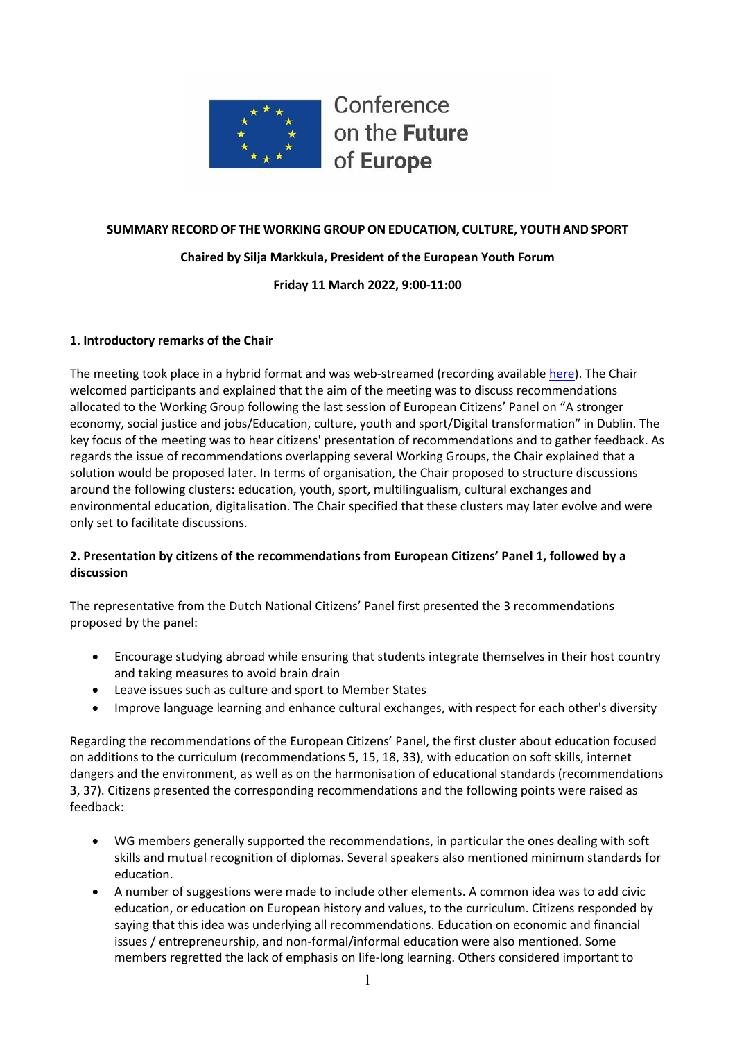Conference on the **Future** of **Europe**

**SUMMARY RECORD OF THE WORKING GROUP ON EDUCATION, CULTURE, YOUTH AND SPORT**

**Chaired by Silja Markkula, President of the European Youth Forum**

**Friday 11 March 2022, 9:00-11:00**

## 1. Introductory remarks of the Chair

The meeting took place in a hybrid format and was web-streamed (recording available here). The Chair welcomed participants and explained that the aim of the meeting was to discuss recommendations allocated to the Working Group following the last session of European Citizens' Panel on "A stronger economy, social justice and jobs/Education, culture, youth and sport/Digital transformation" in Dublin. The key focus of the meeting was to hear citizens' presentation of recommendations and to gather feedback. As regards the issue of recommendations overlapping several Working Groups, the Chair explained that a solution would be proposed later. In terms of organisation, the Chair proposed to structure discussions around the following clusters: education, youth, sport, multilingualism, cultural exchanges and environmental education, digitalisation. The Chair specified that these clusters may later evolve and were only set to facilitate discussions.

## 2. Presentation by citizens of the recommendations from European Citizens' Panel 1, followed by a discussion

The representative from the Dutch National Citizens' Panel first presented the 3 recommendations proposed by the panel:

- Encourage studying abroad while ensuring that students integrate themselves in their host country and taking measures to avoid brain drain
- Leave issues such as culture and sport to Member States
- Improve language learning and enhance cultural exchanges, with respect for each other's diversity

Regarding the recommendations of the European Citizens' Panel, the first cluster about education focused on additions to the curriculum (recommendations 5, 15, 18, 33), with education on soft skills, internet dangers and the environment, as well as on the harmonisation of educational standards (recommendations 3, 37). Citizens presented the corresponding recommendations and the following points were raised as feedback:

- WG members generally supported the recommendations, in particular the ones dealing with soft skills and mutual recognition of diplomas. Several speakers also mentioned minimum standards for education.
- A number of suggestions were made to include other elements. A common idea was to add civic education, or education on European history and values, to the curriculum. Citizens responded by saying that this idea was underlying all recommendations. Education on economic and financial issues / entrepreneurship, and non-formal/informal education were also mentioned. Some members regretted the lack of emphasis on life-long learning. Others considered important to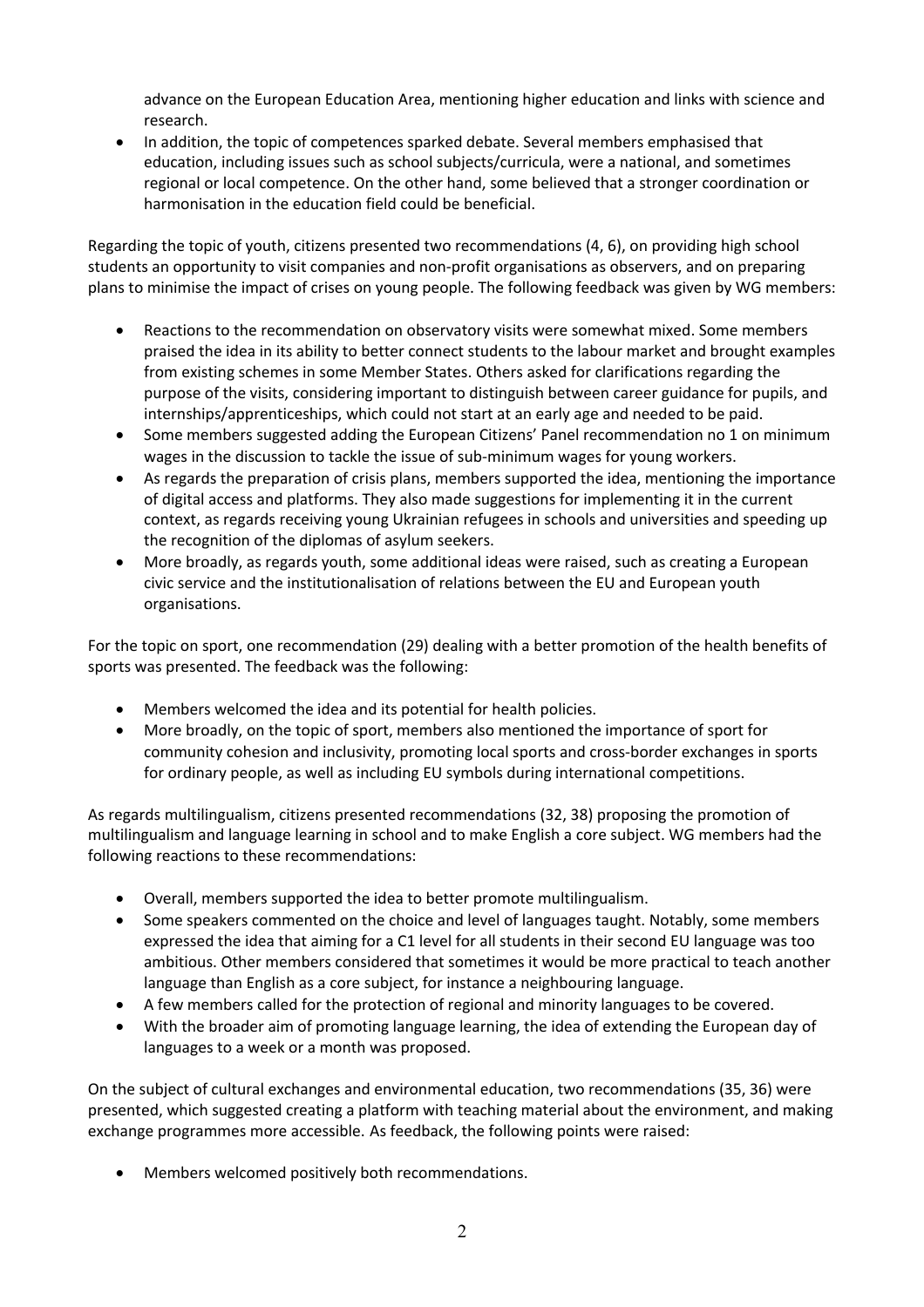advance on the European Education Area, mentioning higher education and links with science and research.

- In addition, the topic of competences sparked debate. Several members emphasised that education, including issues such as school subjects/curricula, were a national, and sometimes regional or local competence. On the other hand, some believed that a stronger coordination or harmonisation in the education field could be beneficial.

Regarding the topic of youth, citizens presented two recommendations (4, 6), on providing high school students an opportunity to visit companies and non-profit organisations as observers, and on preparing plans to minimise the impact of crises on young people. The following feedback was given by WG members:

- Reactions to the recommendation on observatory visits were somewhat mixed. Some members praised the idea in its ability to better connect students to the labour market and brought examples from existing schemes in some Member States. Others asked for clarifications regarding the purpose of the visits, considering important to distinguish between career guidance for pupils, and internships/apprenticeships, which could not start at an early age and needed to be paid.
- Some members suggested adding the European Citizens' Panel recommendation no 1 on minimum wages in the discussion to tackle the issue of sub-minimum wages for young workers.
- As regards the preparation of crisis plans, members supported the idea, mentioning the importance of digital access and platforms. They also made suggestions for implementing it in the current context, as regards receiving young Ukrainian refugees in schools and universities and speeding up the recognition of the diplomas of asylum seekers.
- More broadly, as regards youth, some additional ideas were raised, such as creating a European civic service and the institutionalisation of relations between the EU and European youth organisations.

For the topic on sport, one recommendation (29) dealing with a better promotion of the health benefits of sports was presented. The feedback was the following:

- Members welcomed the idea and its potential for health policies.
- More broadly, on the topic of sport, members also mentioned the importance of sport for community cohesion and inclusivity, promoting local sports and cross-border exchanges in sports for ordinary people, as well as including EU symbols during international competitions.

As regards multilingualism, citizens presented recommendations (32, 38) proposing the promotion of multilingualism and language learning in school and to make English a core subject. WG members had the following reactions to these recommendations:

- Overall, members supported the idea to better promote multilingualism.
- Some speakers commented on the choice and level of languages taught. Notably, some members expressed the idea that aiming for a C1 level for all students in their second EU language was too ambitious. Other members considered that sometimes it would be more practical to teach another language than English as a core subject, for instance a neighbouring language.
- A few members called for the protection of regional and minority languages to be covered.
- With the broader aim of promoting language learning, the idea of extending the European day of languages to a week or a month was proposed.

On the subject of cultural exchanges and environmental education, two recommendations (35, 36) were presented, which suggested creating a platform with teaching material about the environment, and making exchange programmes more accessible. As feedback, the following points were raised:

- Members welcomed positively both recommendations.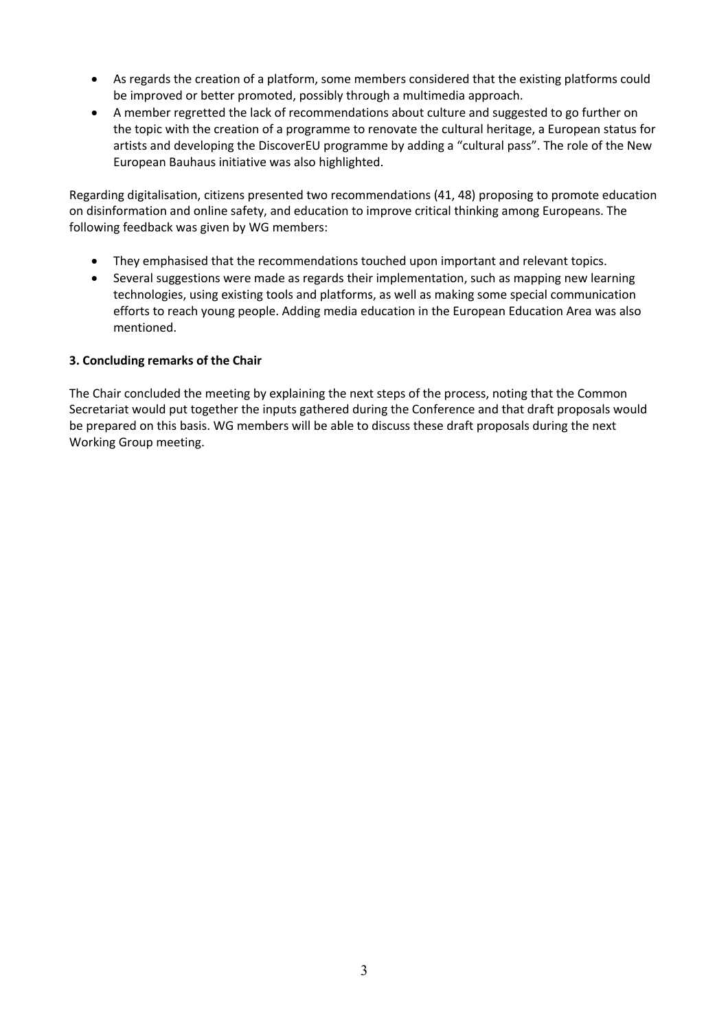- As regards the creation of a platform, some members considered that the existing platforms could be improved or better promoted, possibly through a multimedia approach.
- A member regretted the lack of recommendations about culture and suggested to go further on the topic with the creation of a programme to renovate the cultural heritage, a European status for artists and developing the DiscoverEU programme by adding a "cultural pass". The role of the New European Bauhaus initiative was also highlighted.

Regarding digitalisation, citizens presented two recommendations (41, 48) proposing to promote education on disinformation and online safety, and education to improve critical thinking among Europeans. The following feedback was given by WG members:

- They emphasised that the recommendations touched upon important and relevant topics.
- Several suggestions were made as regards their implementation, such as mapping new learning technologies, using existing tools and platforms, as well as making some special communication efforts to reach young people. Adding media education in the European Education Area was also mentioned.

**3. Concluding remarks of the Chair**

The Chair concluded the meeting by explaining the next steps of the process, noting that the Common Secretariat would put together the inputs gathered during the Conference and that draft proposals would be prepared on this basis. WG members will be able to discuss these draft proposals during the next Working Group meeting.